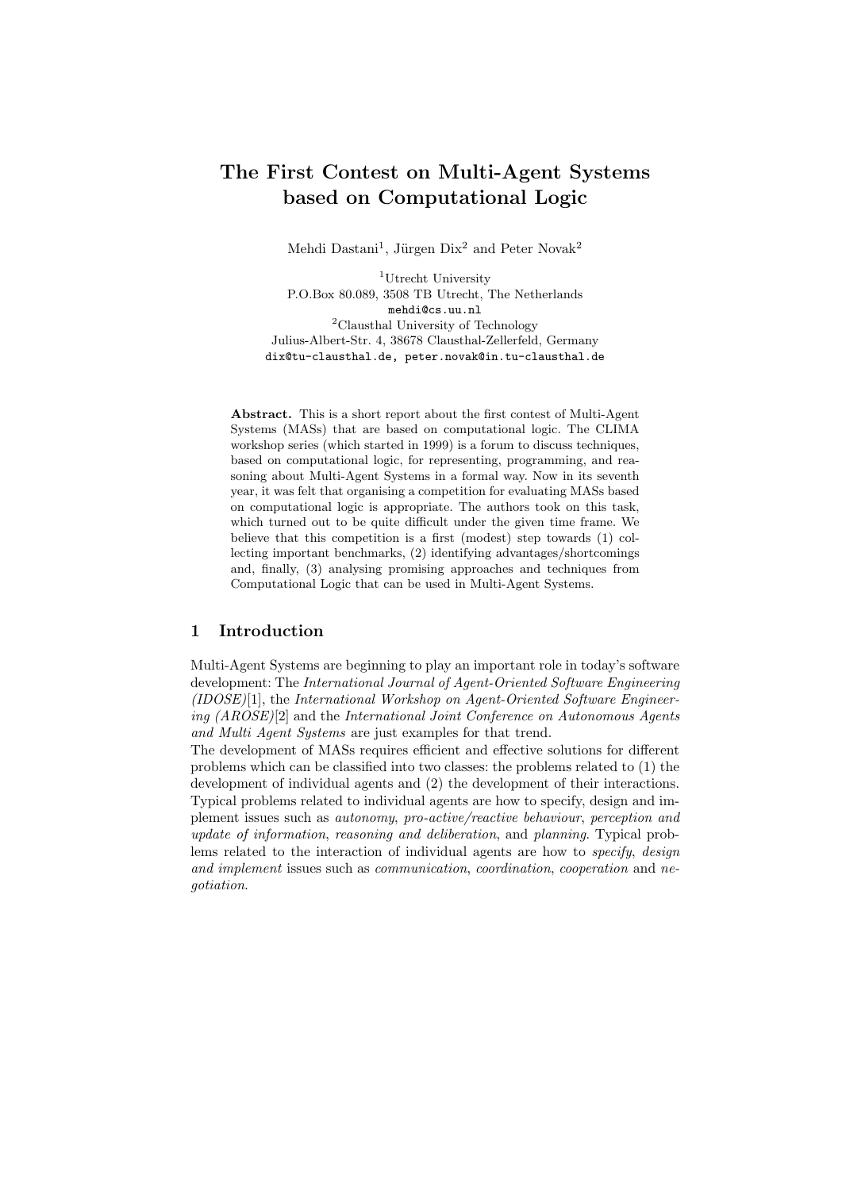# The First Contest on Multi-Agent Systems based on Computational Logic

Mehdi Dastani[1], Jürgen Dix[2] and Peter Novak[2]

[1]Utrecht University
P.O.Box 80.089, 3508 TB Utrecht, The Netherlands
mehdi@cs.uu.nl
[2]Clausthal University of Technology
Julius-Albert-Str. 4, 38678 Clausthal-Zellerfeld, Germany
dix@tu-clausthal.de, peter.novak@in.tu-clausthal.de

**Abstract.** This is a short report about the first contest of Multi-Agent Systems (MASs) that are based on computational logic. The CLIMA workshop series (which started in 1999) is a forum to discuss techniques, based on computational logic, for representing, programming, and reasoning about Multi-Agent Systems in a formal way. Now in its seventh year, it was felt that organising a competition for evaluating MASs based on computational logic is appropriate. The authors took on this task, which turned out to be quite difficult under the given time frame. We believe that this competition is a first (modest) step towards (1) collecting important benchmarks, (2) identifying advantages/shortcomings and, finally, (3) analysing promising approaches and techniques from Computational Logic that can be used in Multi-Agent Systems.

## 1 Introduction

Multi-Agent Systems are beginning to play an important role in today's software development: The *International Journal of Agent-Oriented Software Engineering (IDOSE)*[1], the *International Workshop on Agent-Oriented Software Engineering (AROSE)*[2] and the *International Joint Conference on Autonomous Agents and Multi Agent Systems* are just examples for that trend.

The development of MASs requires efficient and effective solutions for different problems which can be classified into two classes: the problems related to (1) the development of individual agents and (2) the development of their interactions. Typical problems related to individual agents are how to specify, design and implement issues such as *autonomy*, *pro-active/reactive behaviour*, *perception and update of information*, *reasoning and deliberation*, and *planning*. Typical problems related to the interaction of individual agents are how to *specify*, *design and implement* issues such as *communication*, *coordination*, *cooperation* and *negotiation*.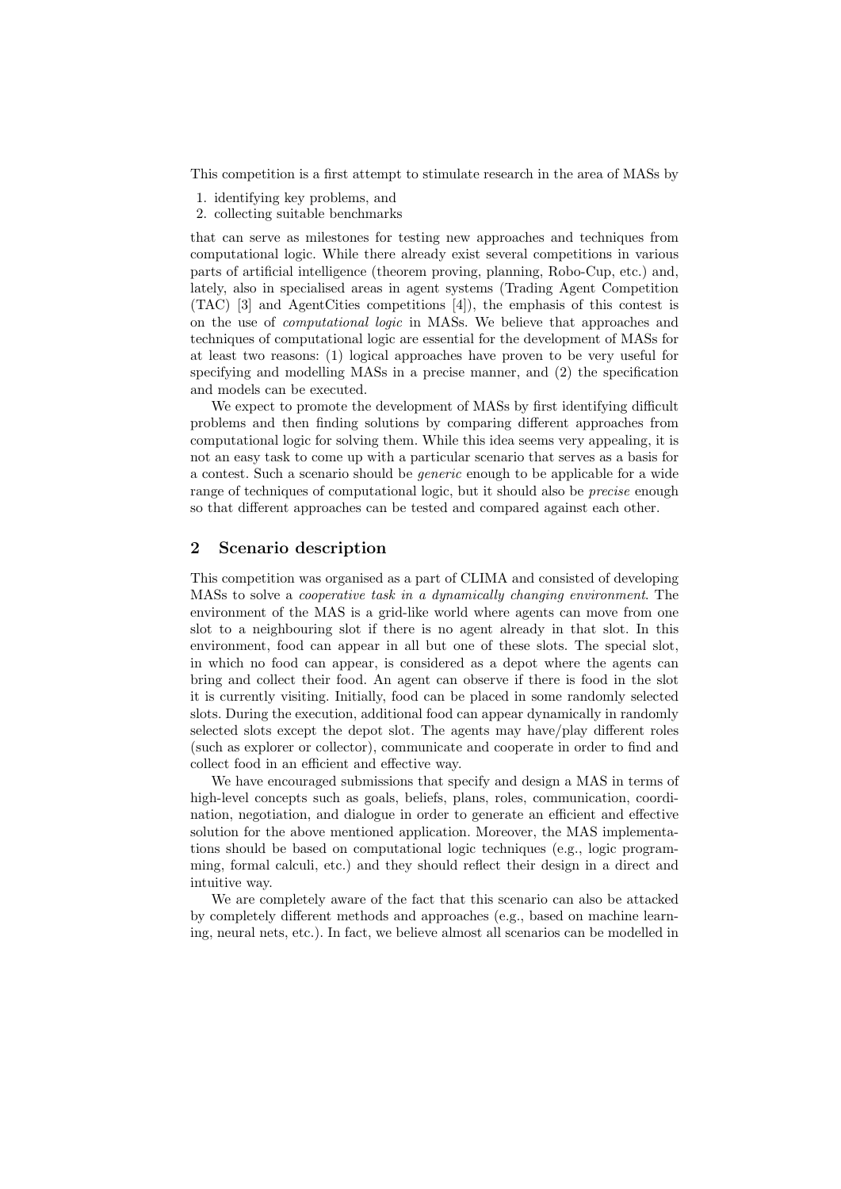This competition is a first attempt to stimulate research in the area of MASs by

1. identifying key problems, and
2. collecting suitable benchmarks

that can serve as milestones for testing new approaches and techniques from computational logic. While there already exist several competitions in various parts of artificial intelligence (theorem proving, planning, Robo-Cup, etc.) and, lately, also in specialised areas in agent systems (Trading Agent Competition (TAC) [3] and AgentCities competitions [4]), the emphasis of this contest is on the use of *computational logic* in MASs. We believe that approaches and techniques of computational logic are essential for the development of MASs for at least two reasons: (1) logical approaches have proven to be very useful for specifying and modelling MASs in a precise manner, and (2) the specification and models can be executed.

We expect to promote the development of MASs by first identifying difficult problems and then finding solutions by comparing different approaches from computational logic for solving them. While this idea seems very appealing, it is not an easy task to come up with a particular scenario that serves as a basis for a contest. Such a scenario should be *generic* enough to be applicable for a wide range of techniques of computational logic, but it should also be *precise* enough so that different approaches can be tested and compared against each other.

## 2 Scenario description

This competition was organised as a part of CLIMA and consisted of developing MASs to solve a *cooperative task in a dynamically changing environment*. The environment of the MAS is a grid-like world where agents can move from one slot to a neighbouring slot if there is no agent already in that slot. In this environment, food can appear in all but one of these slots. The special slot, in which no food can appear, is considered as a depot where the agents can bring and collect their food. An agent can observe if there is food in the slot it is currently visiting. Initially, food can be placed in some randomly selected slots. During the execution, additional food can appear dynamically in randomly selected slots except the depot slot. The agents may have/play different roles (such as explorer or collector), communicate and cooperate in order to find and collect food in an efficient and effective way.

We have encouraged submissions that specify and design a MAS in terms of high-level concepts such as goals, beliefs, plans, roles, communication, coordination, negotiation, and dialogue in order to generate an efficient and effective solution for the above mentioned application. Moreover, the MAS implementations should be based on computational logic techniques (e.g., logic programming, formal calculi, etc.) and they should reflect their design in a direct and intuitive way.

We are completely aware of the fact that this scenario can also be attacked by completely different methods and approaches (e.g., based on machine learning, neural nets, etc.). In fact, we believe almost all scenarios can be modelled in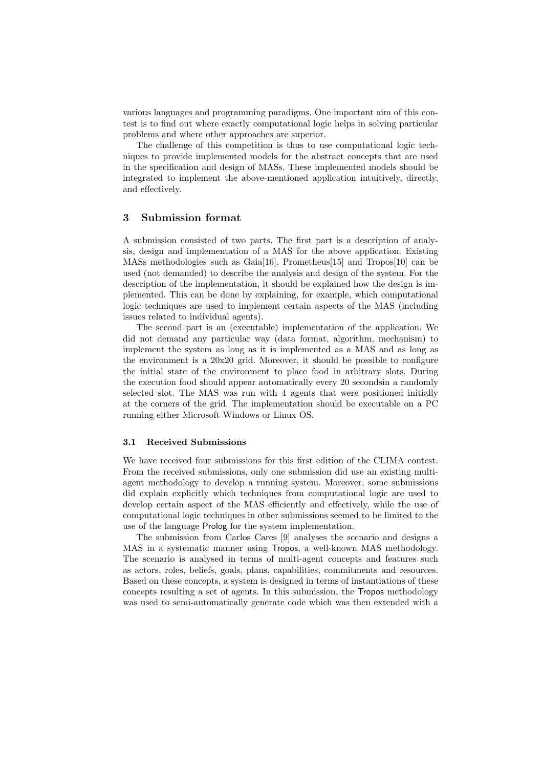various languages and programming paradigms. One important aim of this contest is to find out where exactly computational logic helps in solving particular problems and where other approaches are superior.

The challenge of this competition is thus to use computational logic techniques to provide implemented models for the abstract concepts that are used in the specification and design of MASs. These implemented models should be integrated to implement the above-mentioned application intuitively, directly, and effectively.

## 3 Submission format

A submission consisted of two parts. The first part is a description of analysis, design and implementation of a MAS for the above application. Existing MASs methodologies such as Gaia[16], Prometheus[15] and Tropos[10] can be used (not demanded) to describe the analysis and design of the system. For the description of the implementation, it should be explained how the design is implemented. This can be done by explaining, for example, which computational logic techniques are used to implement certain aspects of the MAS (including issues related to individual agents).

The second part is an (executable) implementation of the application. We did not demand any particular way (data format, algorithm, mechanism) to implement the system as long as it is implemented as a MAS and as long as the environment is a 20x20 grid. Moreover, it should be possible to configure the initial state of the environment to place food in arbitrary slots. During the execution food should appear automatically every 20 secondsin a randomly selected slot. The MAS was run with 4 agents that were positioned initially at the corners of the grid. The implementation should be executable on a PC running either Microsoft Windows or Linux OS.

### 3.1 Received Submissions

We have received four submissions for this first edition of the CLIMA contest. From the received submissions, only one submission did use an existing multi-agent methodology to develop a running system. Moreover, some submissions did explain explicitly which techniques from computational logic are used to develop certain aspect of the MAS efficiently and effectively, while the use of computational logic techniques in other submissions seemed to be limited to the use of the language Prolog for the system implementation.

The submission from Carlos Cares [9] analyses the scenario and designs a MAS in a systematic manner using Tropos, a well-known MAS methodology. The scenario is analysed in terms of multi-agent concepts and features such as actors, roles, beliefs, goals, plans, capabilities, commitments and resources. Based on these concepts, a system is designed in terms of instantiations of these concepts resulting a set of agents. In this submission, the Tropos methodology was used to semi-automatically generate code which was then extended with a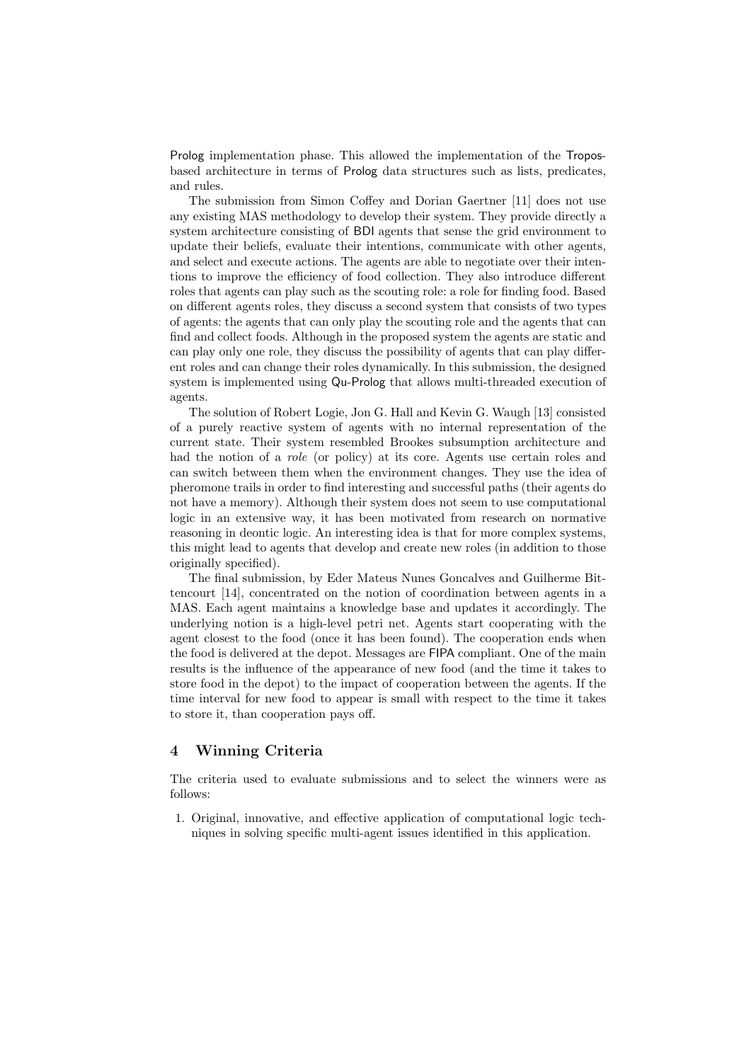Prolog implementation phase. This allowed the implementation of the Tropos-based architecture in terms of Prolog data structures such as lists, predicates, and rules.

The submission from Simon Coffey and Dorian Gaertner [11] does not use any existing MAS methodology to develop their system. They provide directly a system architecture consisting of BDI agents that sense the grid environment to update their beliefs, evaluate their intentions, communicate with other agents, and select and execute actions. The agents are able to negotiate over their intentions to improve the efficiency of food collection. They also introduce different roles that agents can play such as the scouting role: a role for finding food. Based on different agents roles, they discuss a second system that consists of two types of agents: the agents that can only play the scouting role and the agents that can find and collect foods. Although in the proposed system the agents are static and can play only one role, they discuss the possibility of agents that can play different roles and can change their roles dynamically. In this submission, the designed system is implemented using Qu-Prolog that allows multi-threaded execution of agents.

The solution of Robert Logie, Jon G. Hall and Kevin G. Waugh [13] consisted of a purely reactive system of agents with no internal representation of the current state. Their system resembled Brookes subsumption architecture and had the notion of a *role* (or policy) at its core. Agents use certain roles and can switch between them when the environment changes. They use the idea of pheromone trails in order to find interesting and successful paths (their agents do not have a memory). Although their system does not seem to use computational logic in an extensive way, it has been motivated from research on normative reasoning in deontic logic. An interesting idea is that for more complex systems, this might lead to agents that develop and create new roles (in addition to those originally specified).

The final submission, by Eder Mateus Nunes Goncalves and Guilherme Bittencourt [14], concentrated on the notion of coordination between agents in a MAS. Each agent maintains a knowledge base and updates it accordingly. The underlying notion is a high-level petri net. Agents start cooperating with the agent closest to the food (once it has been found). The cooperation ends when the food is delivered at the depot. Messages are FIPA compliant. One of the main results is the influence of the appearance of new food (and the time it takes to store food in the depot) to the impact of cooperation between the agents. If the time interval for new food to appear is small with respect to the time it takes to store it, than cooperation pays off.

## 4 Winning Criteria

The criteria used to evaluate submissions and to select the winners were as follows:

1. Original, innovative, and effective application of computational logic techniques in solving specific multi-agent issues identified in this application.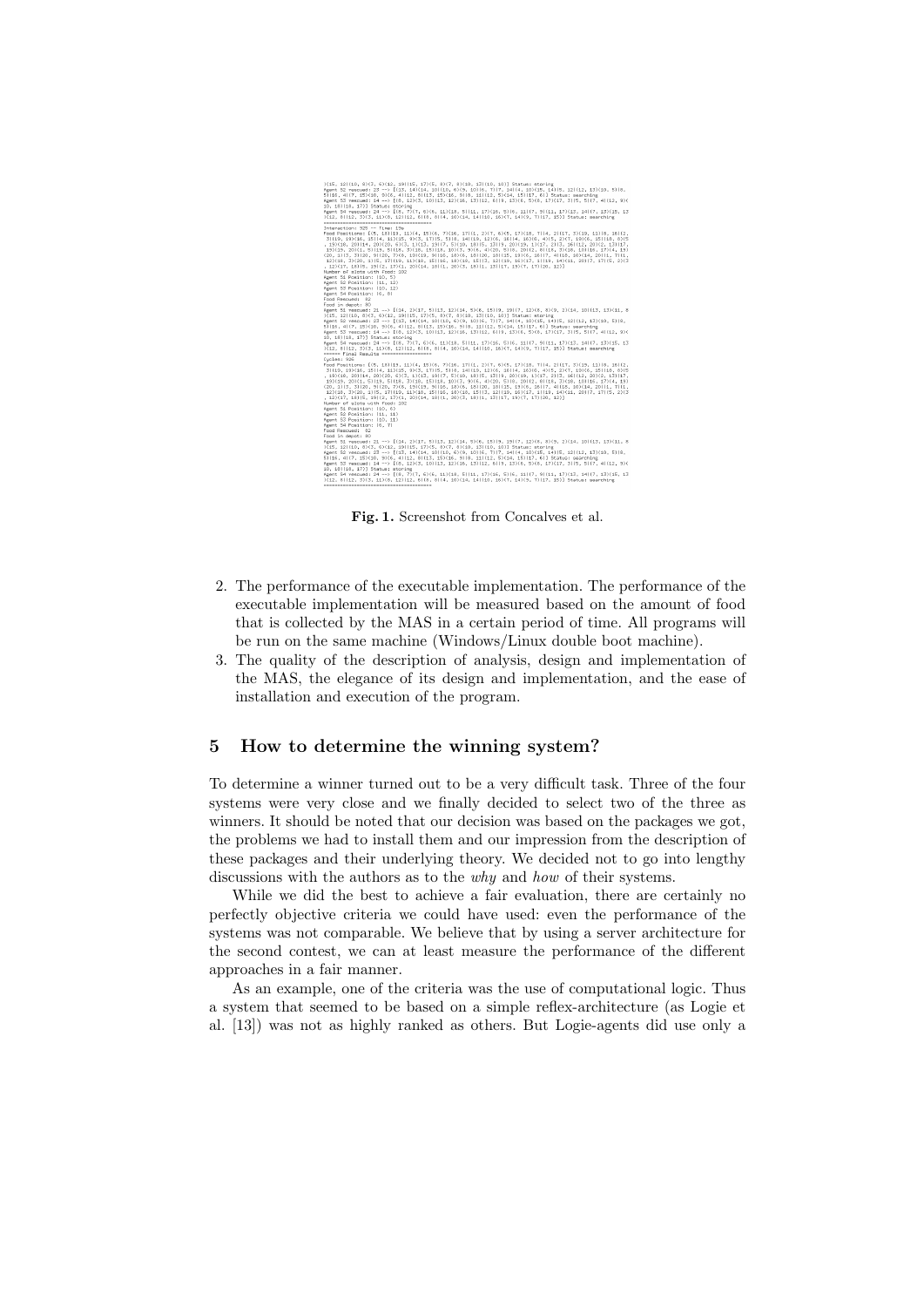Fig. 1. Screenshot from Concalves et al.

2. The performance of the executable implementation. The performance of the executable implementation will be measured based on the amount of food that is collected by the MAS in a certain period of time. All programs will be run on the same machine (Windows/Linux double boot machine).
3. The quality of the description of analysis, design and implementation of the MAS, the elegance of its design and implementation, and the ease of installation and execution of the program.

## 5 How to determine the winning system?

To determine a winner turned out to be a very difficult task. Three of the four systems were very close and we finally decided to select two of the three as winners. It should be noted that our decision was based on the packages we got, the problems we had to install them and our impression from the description of these packages and their underlying theory. We decided not to go into lengthy discussions with the authors as to the *why* and *how* of their systems.

While we did the best to achieve a fair evaluation, there are certainly no perfectly objective criteria we could have used: even the performance of the systems was not comparable. We believe that by using a server architecture for the second contest, we can at least measure the performance of the different approaches in a fair manner.

As an example, one of the criteria was the use of computational logic. Thus a system that seemed to be based on a simple reflex-architecture (as Logie et al. [13]) was not as highly ranked as others. But Logie-agents did use only a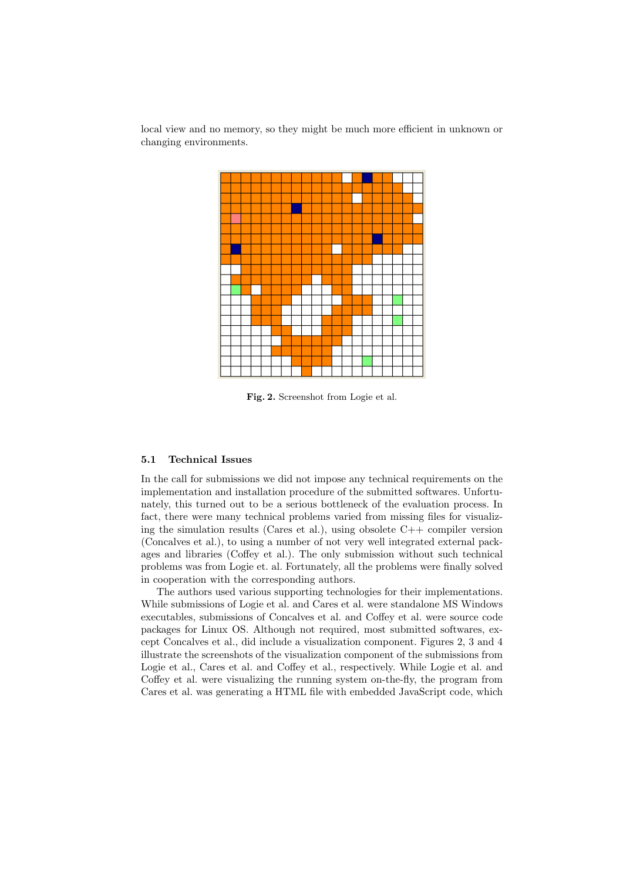local view and no memory, so they might be much more efficient in unknown or changing environments.

**Fig. 2.** Screenshot from Logie et al.

### 5.1 Technical Issues

In the call for submissions we did not impose any technical requirements on the implementation and installation procedure of the submitted softwares. Unfortunately, this turned out to be a serious bottleneck of the evaluation process. In fact, there were many technical problems varied from missing files for visualizing the simulation results (Cares et al.), using obsolete C++ compiler version (Concalves et al.), to using a number of not very well integrated external packages and libraries (Coffey et al.). The only submission without such technical problems was from Logie et. al. Fortunately, all the problems were finally solved in cooperation with the corresponding authors.

The authors used various supporting technologies for their implementations. While submissions of Logie et al. and Cares et al. were standalone MS Windows executables, submissions of Concalves et al. and Coffey et al. were source code packages for Linux OS. Although not required, most submitted softwares, except Concalves et al., did include a visualization component. Figures 2, 3 and 4 illustrate the screenshots of the visualization component of the submissions from Logie et al., Cares et al. and Coffey et al., respectively. While Logie et al. and Coffey et al. were visualizing the running system on-the-fly, the program from Cares et al. was generating a HTML file with embedded JavaScript code, which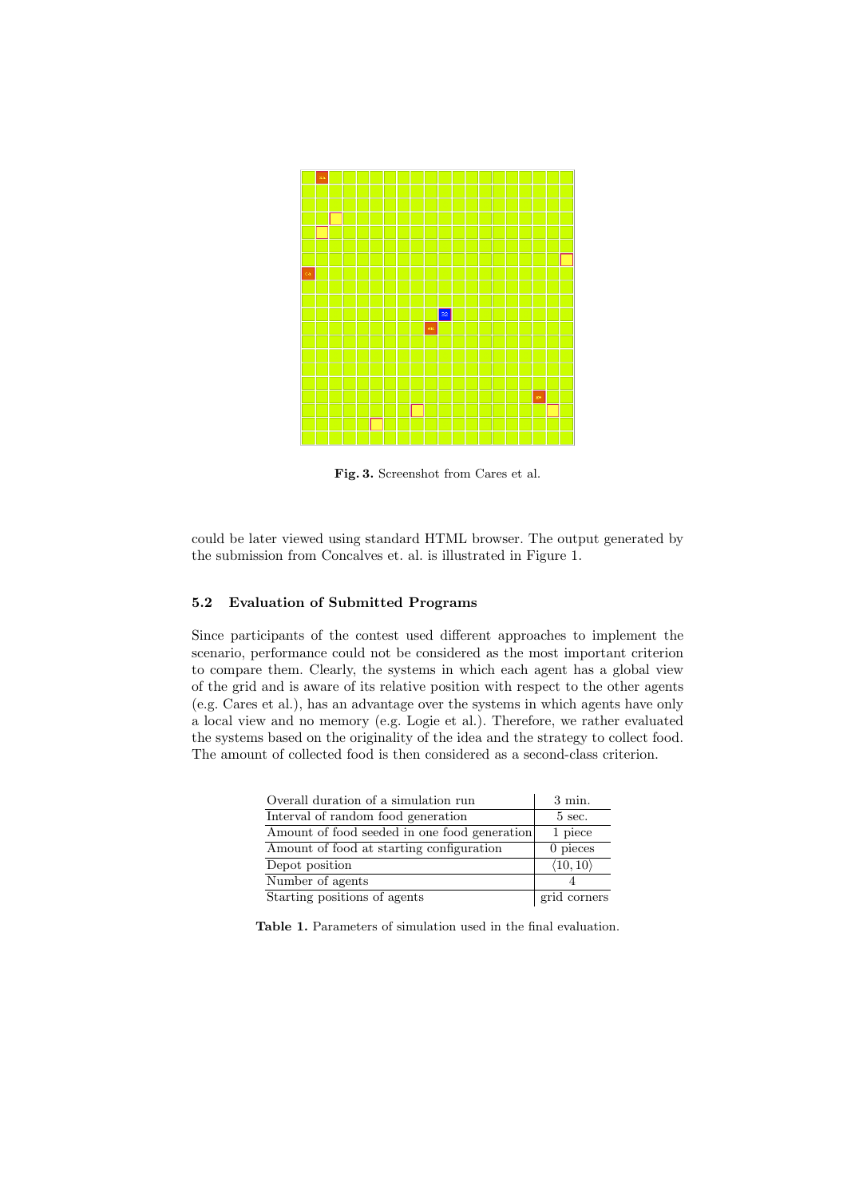Fig. 3. Screenshot from Cares et al.

could be later viewed using standard HTML browser. The output generated by the submission from Concalves et. al. is illustrated in Figure 1.

### 5.2 Evaluation of Submitted Programs

Since participants of the contest used different approaches to implement the scenario, performance could not be considered as the most important criterion to compare them. Clearly, the systems in which each agent has a global view of the grid and is aware of its relative position with respect to the other agents (e.g. Cares et al.), has an advantage over the systems in which agents have only a local view and no memory (e.g. Logie et al.). Therefore, we rather evaluated the systems based on the originality of the idea and the strategy to collect food. The amount of collected food is then considered as a second-class criterion.

| | |
|---|---|
| Overall duration of a simulation run | 3 min. |
| Interval of random food generation | 5 sec. |
| Amount of food seeded in one food generation | 1 piece |
| Amount of food at starting configuration | 0 pieces |
| Depot position | $\langle 10, 10 \rangle$ |
| Number of agents | 4 |
| Starting positions of agents | grid corners |

Table 1. Parameters of simulation used in the final evaluation.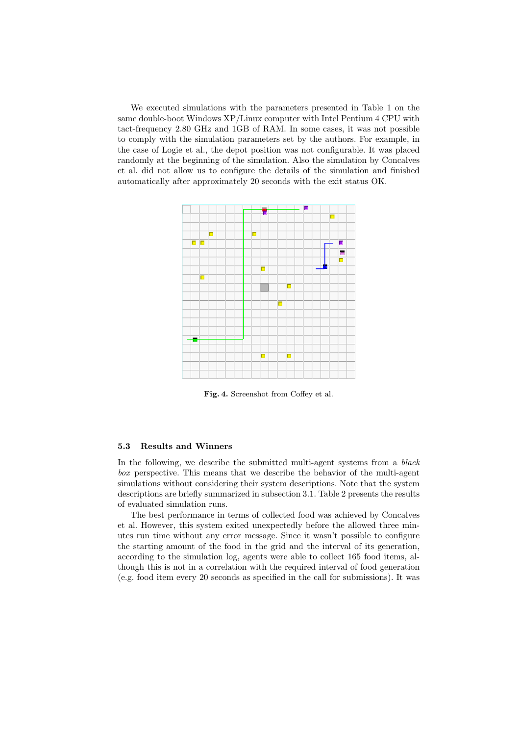We executed simulations with the parameters presented in Table 1 on the same double-boot Windows XP/Linux computer with Intel Pentium 4 CPU with tact-frequency 2.80 GHz and 1GB of RAM. In some cases, it was not possible to comply with the simulation parameters set by the authors. For example, in the case of Logie et al., the depot position was not configurable. It was placed randomly at the beginning of the simulation. Also the simulation by Concalves et al. did not allow us to configure the details of the simulation and finished automatically after approximately 20 seconds with the exit status OK.

**Fig. 4.** Screenshot from Coffey et al.

### 5.3 Results and Winners

In the following, we describe the submitted multi-agent systems from a *black box* perspective. This means that we describe the behavior of the multi-agent simulations without considering their system descriptions. Note that the system descriptions are briefly summarized in subsection 3.1. Table 2 presents the results of evaluated simulation runs.

The best performance in terms of collected food was achieved by Concalves et al. However, this system exited unexpectedly before the allowed three minutes run time without any error message. Since it wasn't possible to configure the starting amount of the food in the grid and the interval of its generation, according to the simulation log, agents were able to collect 165 food items, although this is not in a correlation with the required interval of food generation (e.g. food item every 20 seconds as specified in the call for submissions). It was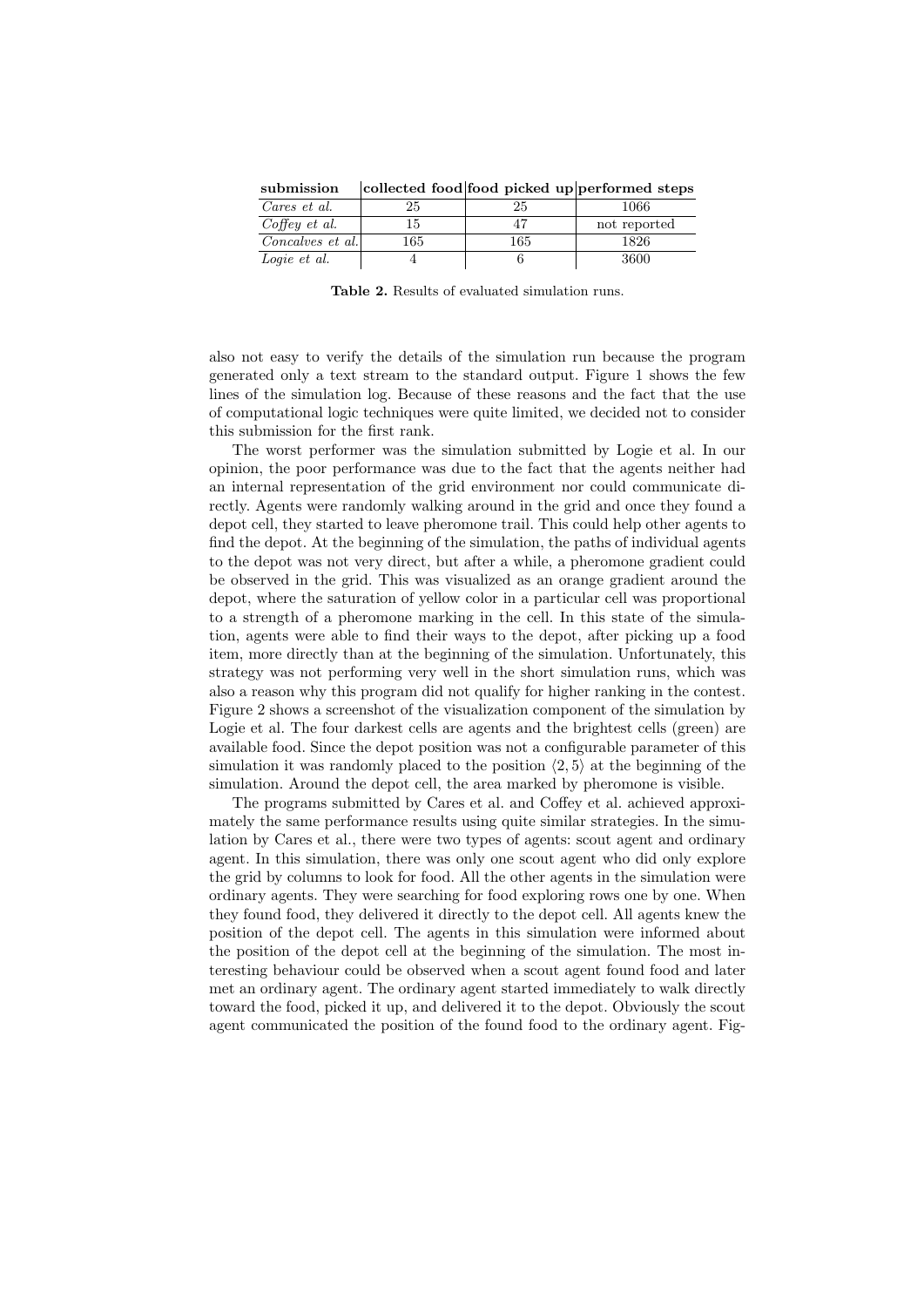| submission | collected food | food picked up | performed steps |
|---|---|---|---|
| *Cares et al.* | 25 | 25 | 1066 |
| *Coffey et al.* | 15 | 47 | not reported |
| *Concalves et al.* | 165 | 165 | 1826 |
| *Logie et al.* | 4 | 6 | 3600 |

**Table 2.** Results of evaluated simulation runs.

also not easy to verify the details of the simulation run because the program generated only a text stream to the standard output. Figure 1 shows the few lines of the simulation log. Because of these reasons and the fact that the use of computational logic techniques were quite limited, we decided not to consider this submission for the first rank.

The worst performer was the simulation submitted by Logie et al. In our opinion, the poor performance was due to the fact that the agents neither had an internal representation of the grid environment nor could communicate directly. Agents were randomly walking around in the grid and once they found a depot cell, they started to leave pheromone trail. This could help other agents to find the depot. At the beginning of the simulation, the paths of individual agents to the depot was not very direct, but after a while, a pheromone gradient could be observed in the grid. This was visualized as an orange gradient around the depot, where the saturation of yellow color in a particular cell was proportional to a strength of a pheromone marking in the cell. In this state of the simulation, agents were able to find their ways to the depot, after picking up a food item, more directly than at the beginning of the simulation. Unfortunately, this strategy was not performing very well in the short simulation runs, which was also a reason why this program did not qualify for higher ranking in the contest. Figure 2 shows a screenshot of the visualization component of the simulation by Logie et al. The four darkest cells are agents and the brightest cells (green) are available food. Since the depot position was not a configurable parameter of this simulation it was randomly placed to the position $\langle 2, 5 \rangle$ at the beginning of the simulation. Around the depot cell, the area marked by pheromone is visible.

The programs submitted by Cares et al. and Coffey et al. achieved approximately the same performance results using quite similar strategies. In the simulation by Cares et al., there were two types of agents: scout agent and ordinary agent. In this simulation, there was only one scout agent who did only explore the grid by columns to look for food. All the other agents in the simulation were ordinary agents. They were searching for food exploring rows one by one. When they found food, they delivered it directly to the depot cell. All agents knew the position of the depot cell. The agents in this simulation were informed about the position of the depot cell at the beginning of the simulation. The most interesting behaviour could be observed when a scout agent found food and later met an ordinary agent. The ordinary agent started immediately to walk directly toward the food, picked it up, and delivered it to the depot. Obviously the scout agent communicated the position of the found food to the ordinary agent. Fig-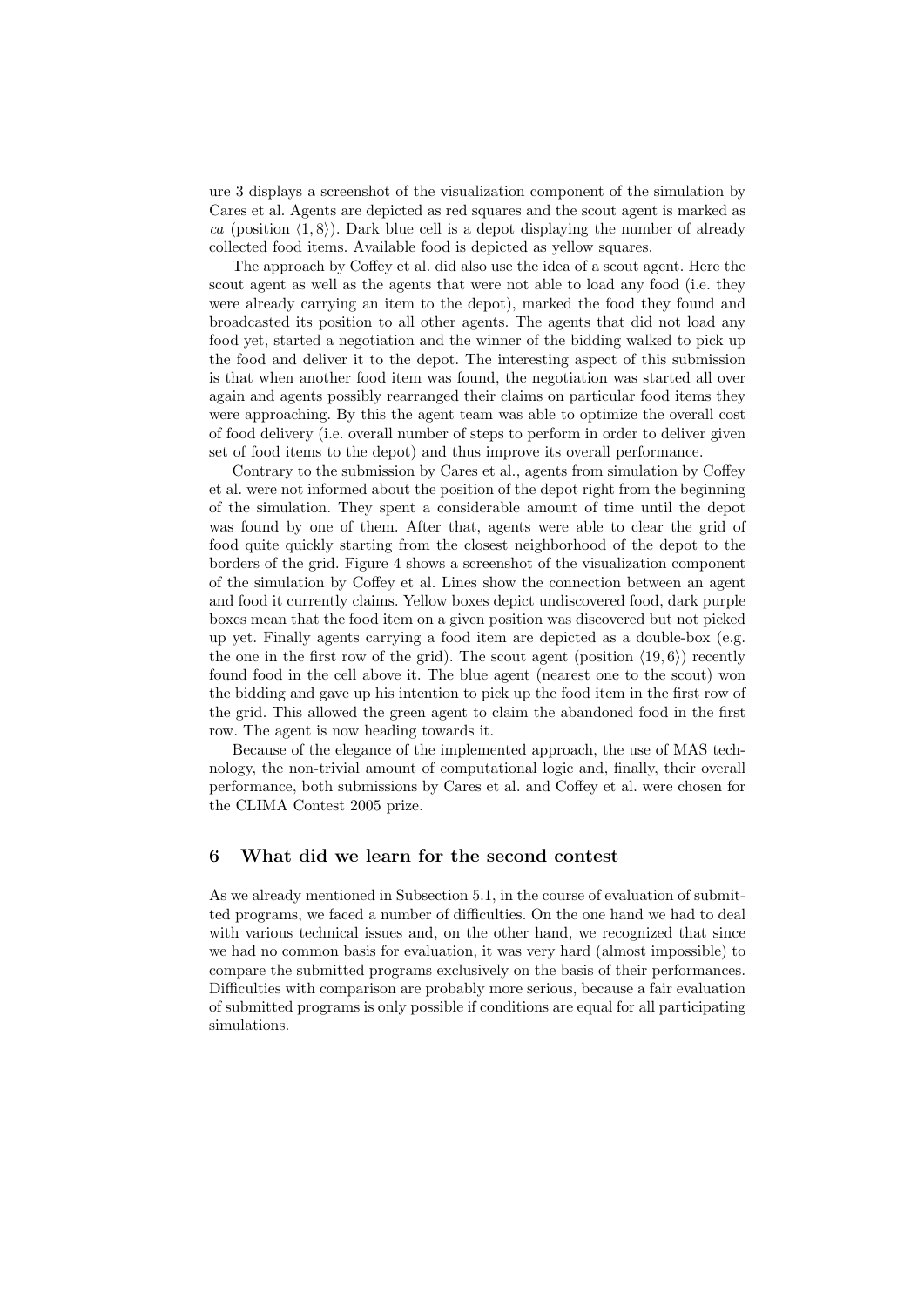ure 3 displays a screenshot of the visualization component of the simulation by Cares et al. Agents are depicted as red squares and the scout agent is marked as *ca* (position $\langle 1, 8 \rangle$). Dark blue cell is a depot displaying the number of already collected food items. Available food is depicted as yellow squares.

The approach by Coffey et al. did also use the idea of a scout agent. Here the scout agent as well as the agents that were not able to load any food (i.e. they were already carrying an item to the depot), marked the food they found and broadcasted its position to all other agents. The agents that did not load any food yet, started a negotiation and the winner of the bidding walked to pick up the food and deliver it to the depot. The interesting aspect of this submission is that when another food item was found, the negotiation was started all over again and agents possibly rearranged their claims on particular food items they were approaching. By this the agent team was able to optimize the overall cost of food delivery (i.e. overall number of steps to perform in order to deliver given set of food items to the depot) and thus improve its overall performance.

Contrary to the submission by Cares et al., agents from simulation by Coffey et al. were not informed about the position of the depot right from the beginning of the simulation. They spent a considerable amount of time until the depot was found by one of them. After that, agents were able to clear the grid of food quite quickly starting from the closest neighborhood of the depot to the borders of the grid. Figure 4 shows a screenshot of the visualization component of the simulation by Coffey et al. Lines show the connection between an agent and food it currently claims. Yellow boxes depict undiscovered food, dark purple boxes mean that the food item on a given position was discovered but not picked up yet. Finally agents carrying a food item are depicted as a double-box (e.g. the one in the first row of the grid). The scout agent (position $\langle 19, 6 \rangle$) recently found food in the cell above it. The blue agent (nearest one to the scout) won the bidding and gave up his intention to pick up the food item in the first row of the grid. This allowed the green agent to claim the abandoned food in the first row. The agent is now heading towards it.

Because of the elegance of the implemented approach, the use of MAS technology, the non-trivial amount of computational logic and, finally, their overall performance, both submissions by Cares et al. and Coffey et al. were chosen for the CLIMA Contest 2005 prize.

## 6 What did we learn for the second contest

As we already mentioned in Subsection 5.1, in the course of evaluation of submitted programs, we faced a number of difficulties. On the one hand we had to deal with various technical issues and, on the other hand, we recognized that since we had no common basis for evaluation, it was very hard (almost impossible) to compare the submitted programs exclusively on the basis of their performances. Difficulties with comparison are probably more serious, because a fair evaluation of submitted programs is only possible if conditions are equal for all participating simulations.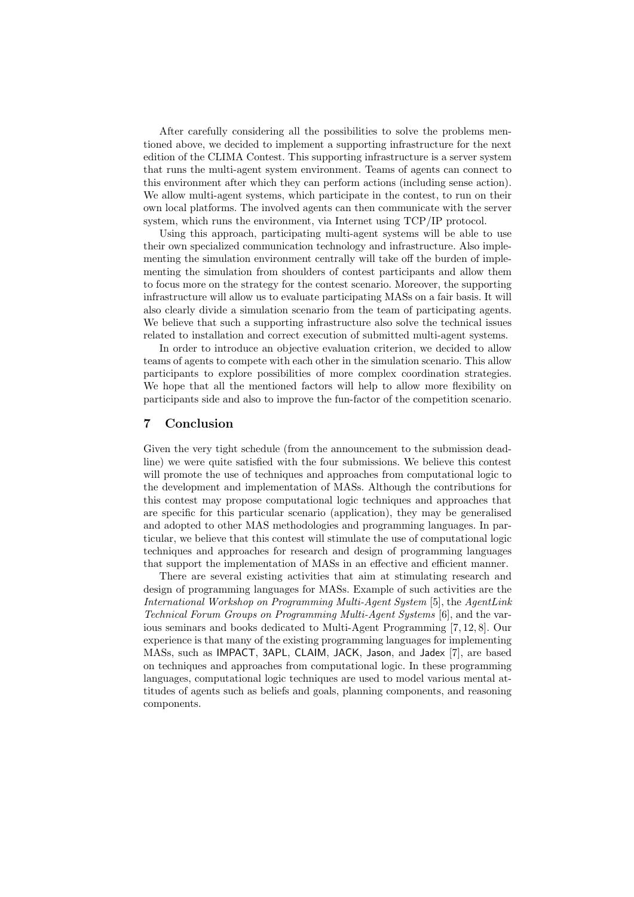After carefully considering all the possibilities to solve the problems mentioned above, we decided to implement a supporting infrastructure for the next edition of the CLIMA Contest. This supporting infrastructure is a server system that runs the multi-agent system environment. Teams of agents can connect to this environment after which they can perform actions (including sense action). We allow multi-agent systems, which participate in the contest, to run on their own local platforms. The involved agents can then communicate with the server system, which runs the environment, via Internet using TCP/IP protocol.

Using this approach, participating multi-agent systems will be able to use their own specialized communication technology and infrastructure. Also implementing the simulation environment centrally will take off the burden of implementing the simulation from shoulders of contest participants and allow them to focus more on the strategy for the contest scenario. Moreover, the supporting infrastructure will allow us to evaluate participating MASs on a fair basis. It will also clearly divide a simulation scenario from the team of participating agents. We believe that such a supporting infrastructure also solve the technical issues related to installation and correct execution of submitted multi-agent systems.

In order to introduce an objective evaluation criterion, we decided to allow teams of agents to compete with each other in the simulation scenario. This allow participants to explore possibilities of more complex coordination strategies. We hope that all the mentioned factors will help to allow more flexibility on participants side and also to improve the fun-factor of the competition scenario.

## 7 Conclusion

Given the very tight schedule (from the announcement to the submission deadline) we were quite satisfied with the four submissions. We believe this contest will promote the use of techniques and approaches from computational logic to the development and implementation of MASs. Although the contributions for this contest may propose computational logic techniques and approaches that are specific for this particular scenario (application), they may be generalised and adopted to other MAS methodologies and programming languages. In particular, we believe that this contest will stimulate the use of computational logic techniques and approaches for research and design of programming languages that support the implementation of MASs in an effective and efficient manner.

There are several existing activities that aim at stimulating research and design of programming languages for MASs. Example of such activities are the *International Workshop on Programming Multi-Agent System* [5], the *AgentLink Technical Forum Groups on Programming Multi-Agent Systems* [6], and the various seminars and books dedicated to Multi-Agent Programming [7, 12, 8]. Our experience is that many of the existing programming languages for implementing MASs, such as IMPACT, 3APL, CLAIM, JACK, Jason, and Jadex [7], are based on techniques and approaches from computational logic. In these programming languages, computational logic techniques are used to model various mental attitudes of agents such as beliefs and goals, planning components, and reasoning components.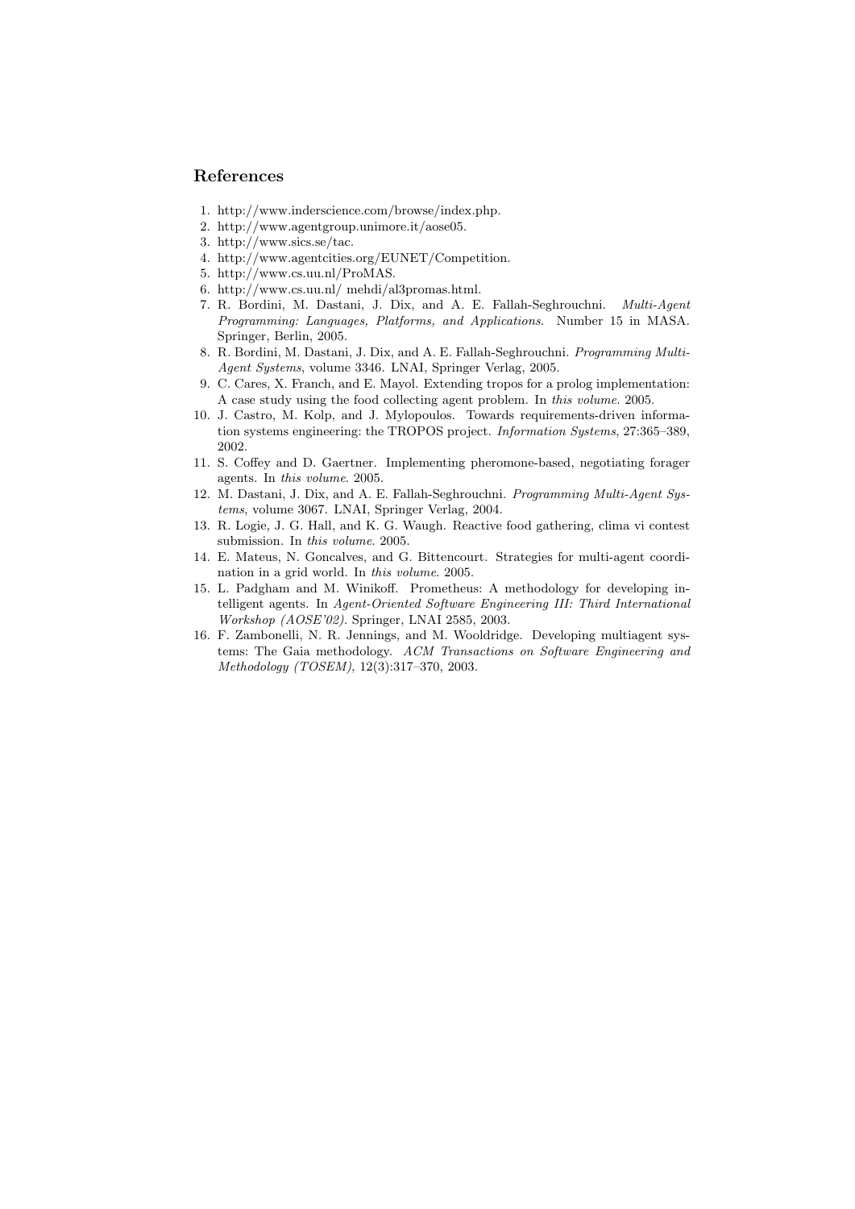## References

1. http://www.inderscience.com/browse/index.php.
2. http://www.agentgroup.unimore.it/aose05.
3. http://www.sics.se/tac.
4. http://www.agentcities.org/EUNET/Competition.
5. http://www.cs.uu.nl/ProMAS.
6. http://www.cs.uu.nl/ mehdi/al3promas.html.
7. R. Bordini, M. Dastani, J. Dix, and A. E. Fallah-Seghrouchni. *Multi-Agent Programming: Languages, Platforms, and Applications*. Number 15 in MASA. Springer, Berlin, 2005.
8. R. Bordini, M. Dastani, J. Dix, and A. E. Fallah-Seghrouchni. *Programming Multi-Agent Systems*, volume 3346. LNAI, Springer Verlag, 2005.
9. C. Cares, X. Franch, and E. Mayol. Extending tropos for a prolog implementation: A case study using the food collecting agent problem. In *this volume*. 2005.
10. J. Castro, M. Kolp, and J. Mylopoulos. Towards requirements-driven information systems engineering: the TROPOS project. *Information Systems*, 27:365–389, 2002.
11. S. Coffey and D. Gaertner. Implementing pheromone-based, negotiating forager agents. In *this volume*. 2005.
12. M. Dastani, J. Dix, and A. E. Fallah-Seghrouchni. *Programming Multi-Agent Systems*, volume 3067. LNAI, Springer Verlag, 2004.
13. R. Logie, J. G. Hall, and K. G. Waugh. Reactive food gathering, clima vi contest submission. In *this volume*. 2005.
14. E. Mateus, N. Goncalves, and G. Bittencourt. Strategies for multi-agent coordination in a grid world. In *this volume*. 2005.
15. L. Padgham and M. Winikoff. Prometheus: A methodology for developing intelligent agents. In *Agent-Oriented Software Engineering III: Third International Workshop (AOSE'02)*. Springer, LNAI 2585, 2003.
16. F. Zambonelli, N. R. Jennings, and M. Wooldridge. Developing multiagent systems: The Gaia methodology. *ACM Transactions on Software Engineering and Methodology (TOSEM)*, 12(3):317–370, 2003.